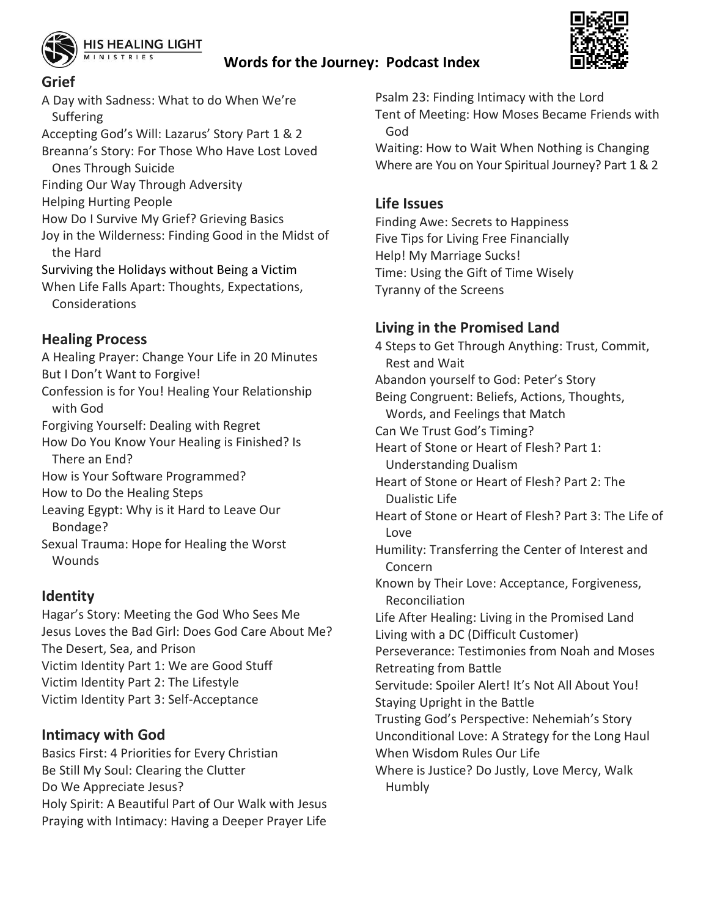HIS HEALING LIGHT MINISTRIES

# Words for the Journey: Podcast Index

## Grief

- A Day with Sadness: What to do When We're Suffering
- Accepting God's Will: Lazarus' Story Part 1 & 2
- Breanna's Story: For Those Who Have Lost Loved Ones Through Suicide
- Finding Our Way Through Adversity
- Helping Hurting People
- How Do I Survive My Grief? Grieving Basics
- Joy in the Wilderness: Finding Good in the Midst of the Hard
- Surviving the Holidays without Being a Victim
- When Life Falls Apart: Thoughts, Expectations, Considerations

## Healing Process

- A Healing Prayer: Change Your Life in 20 Minutes
- But I Don't Want to Forgive!
- Confession is for You! Healing Your Relationship with God
- Forgiving Yourself: Dealing with Regret
- How Do You Know Your Healing is Finished? Is There an End?
- How is Your Software Programmed?
- How to Do the Healing Steps
- Leaving Egypt: Why is it Hard to Leave Our Bondage?
- Sexual Trauma: Hope for Healing the Worst Wounds

## Identity

- Hagar's Story: Meeting the God Who Sees Me
- Jesus Loves the Bad Girl: Does God Care About Me?
- The Desert, Sea, and Prison
- Victim Identity Part 1: We are Good Stuff
- Victim Identity Part 2: The Lifestyle
- Victim Identity Part 3: Self-Acceptance

## Intimacy with God

- Basics First: 4 Priorities for Every Christian
- Be Still My Soul: Clearing the Clutter
- Do We Appreciate Jesus?
- Holy Spirit: A Beautiful Part of Our Walk with Jesus
- Praying with Intimacy: Having a Deeper Prayer Life
- Psalm 23: Finding Intimacy with the Lord
- Tent of Meeting: How Moses Became Friends with God
- Waiting: How to Wait When Nothing is Changing
- Where are You on Your Spiritual Journey? Part 1 & 2

## Life Issues

- Finding Awe: Secrets to Happiness
- Five Tips for Living Free Financially
- Help! My Marriage Sucks!
- Time: Using the Gift of Time Wisely
- Tyranny of the Screens

## Living in the Promised Land

- 4 Steps to Get Through Anything: Trust, Commit, Rest and Wait
- Abandon yourself to God: Peter's Story
- Being Congruent: Beliefs, Actions, Thoughts, Words, and Feelings that Match
- Can We Trust God's Timing?
- Heart of Stone or Heart of Flesh? Part 1: Understanding Dualism
- Heart of Stone or Heart of Flesh? Part 2: The Dualistic Life
- Heart of Stone or Heart of Flesh? Part 3: The Life of Love
- Humility: Transferring the Center of Interest and Concern
- Known by Their Love: Acceptance, Forgiveness, Reconciliation
- Life After Healing: Living in the Promised Land
- Living with a DC (Difficult Customer)
- Perseverance: Testimonies from Noah and Moses
- Retreating from Battle
- Servitude: Spoiler Alert! It's Not All About You!
- Staying Upright in the Battle
- Trusting God's Perspective: Nehemiah's Story
- Unconditional Love: A Strategy for the Long Haul
- When Wisdom Rules Our Life
- Where is Justice? Do Justly, Love Mercy, Walk Humbly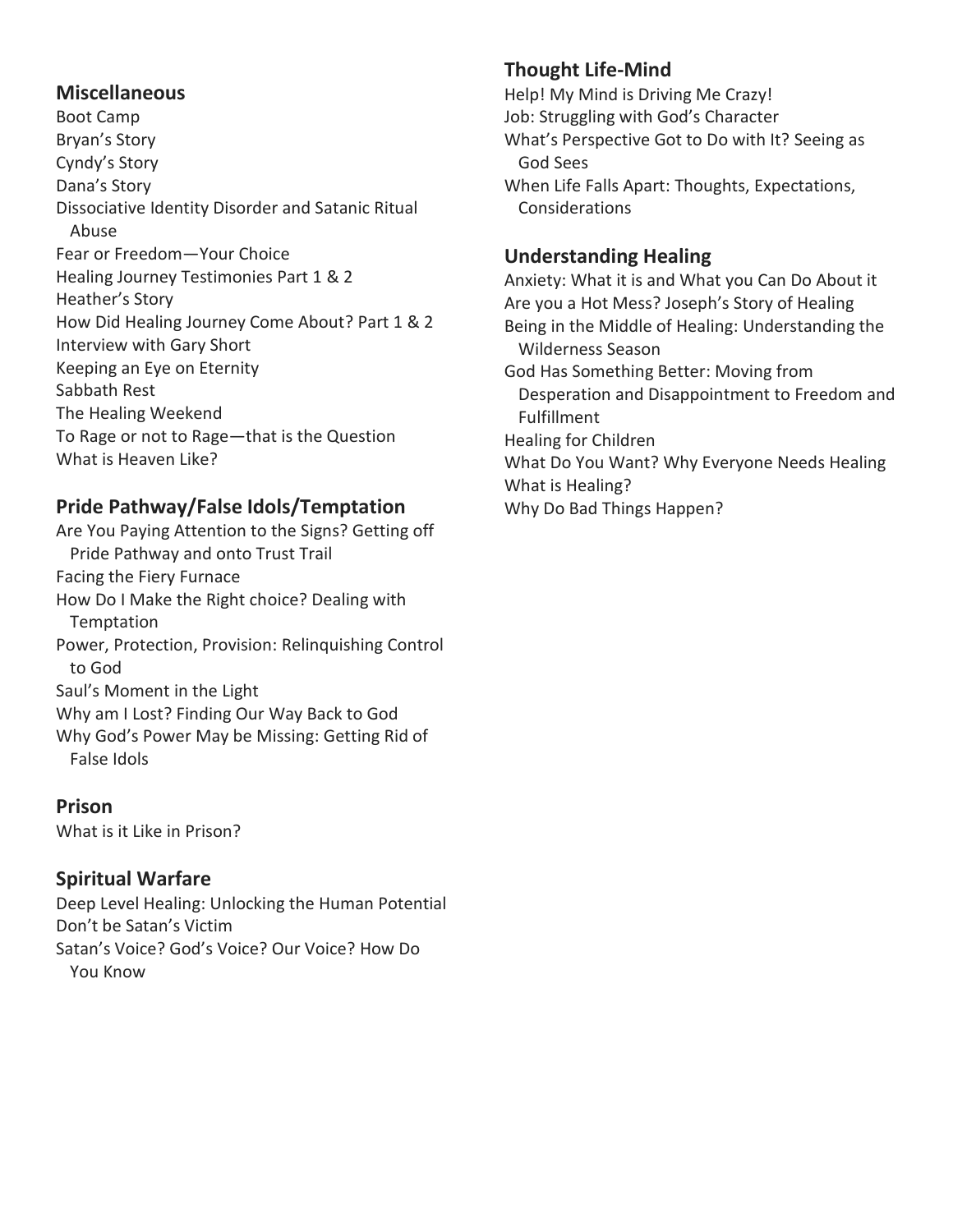## Miscellaneous

Boot Camp
Bryan's Story
Cyndy's Story
Dana's Story
Dissociative Identity Disorder and Satanic Ritual Abuse
Fear or Freedom—Your Choice
Healing Journey Testimonies Part 1 & 2
Heather's Story
How Did Healing Journey Come About? Part 1 & 2
Interview with Gary Short
Keeping an Eye on Eternity
Sabbath Rest
The Healing Weekend
To Rage or not to Rage—that is the Question
What is Heaven Like?

## Pride Pathway/False Idols/Temptation

Are You Paying Attention to the Signs? Getting off Pride Pathway and onto Trust Trail
Facing the Fiery Furnace
How Do I Make the Right choice? Dealing with Temptation
Power, Protection, Provision: Relinquishing Control to God
Saul's Moment in the Light
Why am I Lost? Finding Our Way Back to God
Why God's Power May be Missing: Getting Rid of False Idols

## Prison

What is it Like in Prison?

## Spiritual Warfare

Deep Level Healing: Unlocking the Human Potential
Don't be Satan's Victim
Satan's Voice? God's Voice? Our Voice? How Do You Know

## Thought Life-Mind

Help! My Mind is Driving Me Crazy!
Job: Struggling with God's Character
What's Perspective Got to Do with It? Seeing as God Sees
When Life Falls Apart: Thoughts, Expectations, Considerations

## Understanding Healing

Anxiety: What it is and What you Can Do About it
Are you a Hot Mess? Joseph's Story of Healing
Being in the Middle of Healing: Understanding the Wilderness Season
God Has Something Better: Moving from Desperation and Disappointment to Freedom and Fulfillment
Healing for Children
What Do You Want? Why Everyone Needs Healing
What is Healing?
Why Do Bad Things Happen?